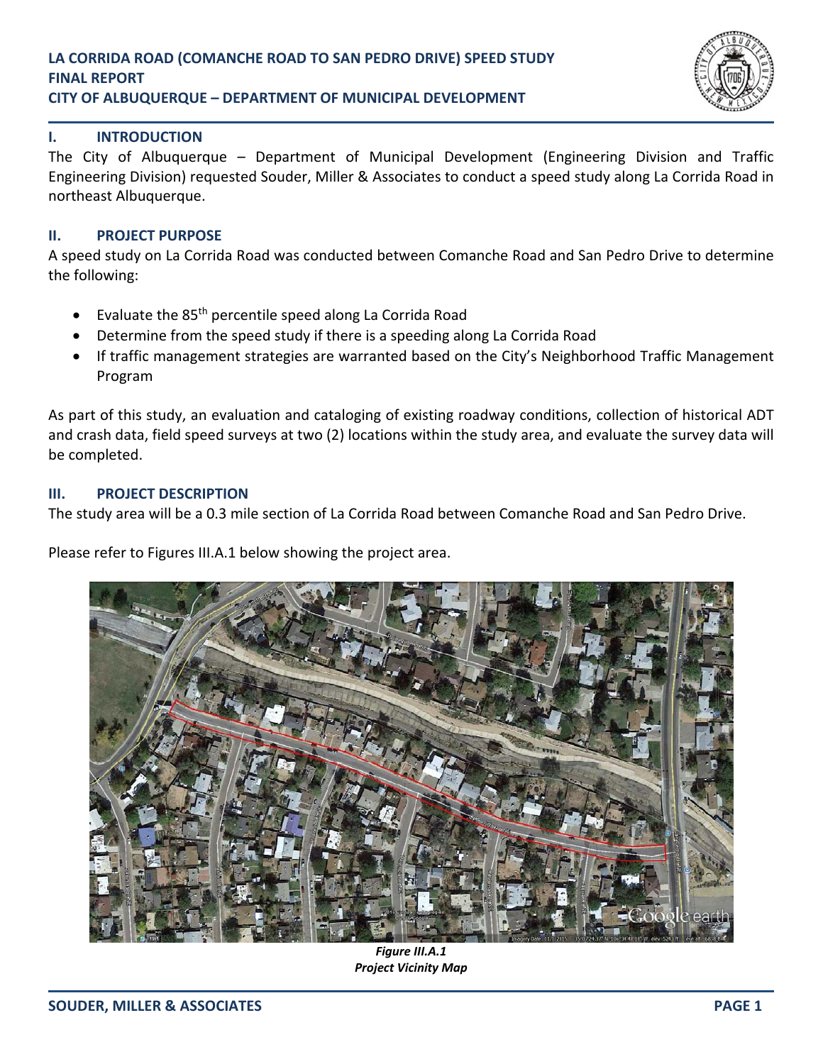# LA CORRIDA ROAD (COMANCHE ROAD TO SAN PEDRO DRIVE) SPEED STUDY
# FINAL REPORT
# CITY OF ALBUQUERQUE – DEPARTMENT OF MUNICIPAL DEVELOPMENT

## I. INTRODUCTION

The City of Albuquerque – Department of Municipal Development (Engineering Division and Traffic Engineering Division) requested Souder, Miller & Associates to conduct a speed study along La Corrida Road in northeast Albuquerque.

## II. PROJECT PURPOSE

A speed study on La Corrida Road was conducted between Comanche Road and San Pedro Drive to determine the following:

- Evaluate the 85th percentile speed along La Corrida Road
- Determine from the speed study if there is a speeding along La Corrida Road
- If traffic management strategies are warranted based on the City's Neighborhood Traffic Management Program

As part of this study, an evaluation and cataloging of existing roadway conditions, collection of historical ADT and crash data, field speed surveys at two (2) locations within the study area, and evaluate the survey data will be completed.

## III. PROJECT DESCRIPTION

The study area will be a 0.3 mile section of La Corrida Road between Comanche Road and San Pedro Drive.

Please refer to Figures III.A.1 below showing the project area.

***Figure III.A.1***
***Project Vicinity Map***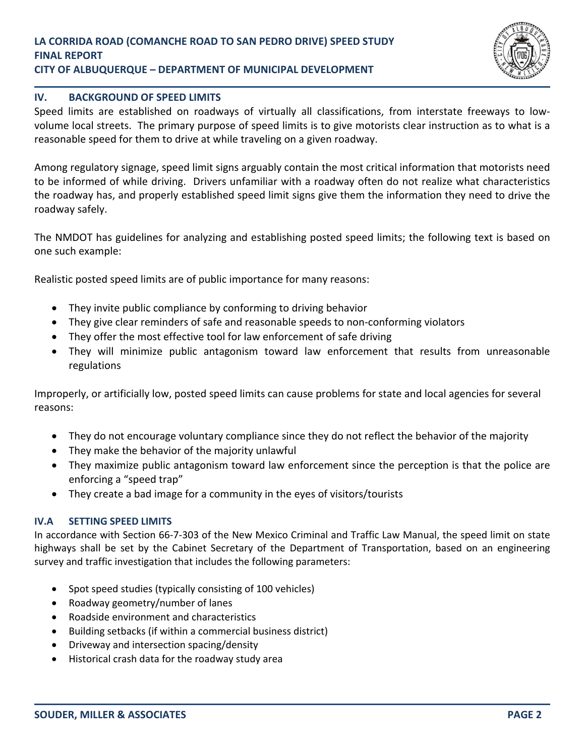## IV. BACKGROUND OF SPEED LIMITS

Speed limits are established on roadways of virtually all classifications, from interstate freeways to low-volume local streets. The primary purpose of speed limits is to give motorists clear instruction as to what is a reasonable speed for them to drive at while traveling on a given roadway.

Among regulatory signage, speed limit signs arguably contain the most critical information that motorists need to be informed of while driving. Drivers unfamiliar with a roadway often do not realize what characteristics the roadway has, and properly established speed limit signs give them the information they need to drive the roadway safely.

The NMDOT has guidelines for analyzing and establishing posted speed limits; the following text is based on one such example:

Realistic posted speed limits are of public importance for many reasons:

- They invite public compliance by conforming to driving behavior
- They give clear reminders of safe and reasonable speeds to non-conforming violators
- They offer the most effective tool for law enforcement of safe driving
- They will minimize public antagonism toward law enforcement that results from unreasonable regulations

Improperly, or artificially low, posted speed limits can cause problems for state and local agencies for several reasons:

- They do not encourage voluntary compliance since they do not reflect the behavior of the majority
- They make the behavior of the majority unlawful
- They maximize public antagonism toward law enforcement since the perception is that the police are enforcing a "speed trap"
- They create a bad image for a community in the eyes of visitors/tourists

### IV.A SETTING SPEED LIMITS

In accordance with Section 66-7-303 of the New Mexico Criminal and Traffic Law Manual, the speed limit on state highways shall be set by the Cabinet Secretary of the Department of Transportation, based on an engineering survey and traffic investigation that includes the following parameters:

- Spot speed studies (typically consisting of 100 vehicles)
- Roadway geometry/number of lanes
- Roadside environment and characteristics
- Building setbacks (if within a commercial business district)
- Driveway and intersection spacing/density
- Historical crash data for the roadway study area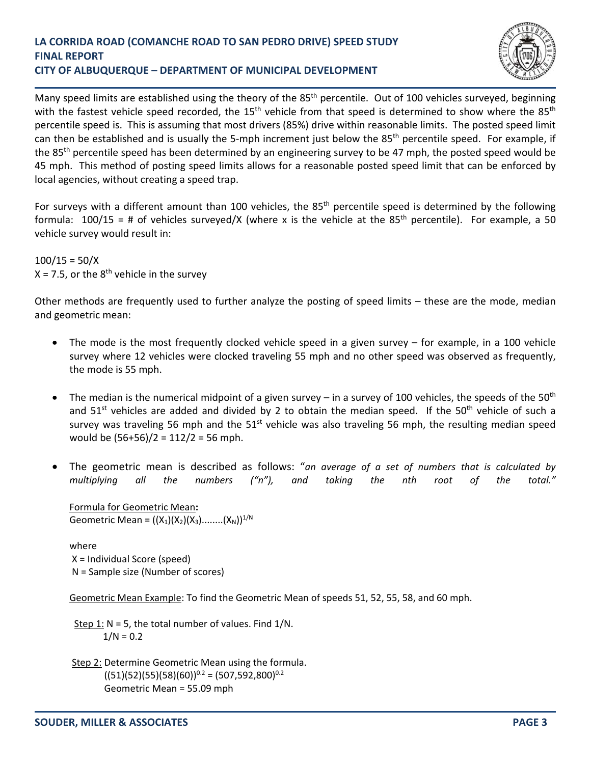Many speed limits are established using the theory of the 85$^{th}$ percentile. Out of 100 vehicles surveyed, beginning with the fastest vehicle speed recorded, the 15$^{th}$ vehicle from that speed is determined to show where the 85$^{th}$ percentile speed is. This is assuming that most drivers (85%) drive within reasonable limits. The posted speed limit can then be established and is usually the 5-mph increment just below the 85$^{th}$ percentile speed. For example, if the 85$^{th}$ percentile speed has been determined by an engineering survey to be 47 mph, the posted speed would be 45 mph. This method of posting speed limits allows for a reasonable posted speed limit that can be enforced by local agencies, without creating a speed trap.

For surveys with a different amount than 100 vehicles, the 85$^{th}$ percentile speed is determined by the following formula: 100/15 = # of vehicles surveyed/X (where x is the vehicle at the 85$^{th}$ percentile). For example, a 50 vehicle survey would result in:

$100/15 = 50/X$
$X = 7.5$, or the 8$^{th}$ vehicle in the survey

Other methods are frequently used to further analyze the posting of speed limits – these are the mode, median and geometric mean:

- The mode is the most frequently clocked vehicle speed in a given survey – for example, in a 100 vehicle survey where 12 vehicles were clocked traveling 55 mph and no other speed was observed as frequently, the mode is 55 mph.

- The median is the numerical midpoint of a given survey – in a survey of 100 vehicles, the speeds of the 50$^{th}$ and 51$^{st}$ vehicles are added and divided by 2 to obtain the median speed. If the 50$^{th}$ vehicle of such a survey was traveling 56 mph and the 51$^{st}$ vehicle was also traveling 56 mph, the resulting median speed would be (56+56)/2 = 112/2 = 56 mph.

- The geometric mean is described as follows: "*an average of a set of numbers that is calculated by multiplying all the numbers ("n"), and taking the nth root of the total.*"

  <u>Formula for Geometric Mean</u>**:**
  Geometric Mean = $((X_1)(X_2)(X_3)........(X_N))^{1/N}$

  where
  X = Individual Score (speed)
  N = Sample size (Number of scores)

  <u>Geometric Mean Example</u>: To find the Geometric Mean of speeds 51, 52, 55, 58, and 60 mph.

  <u>Step 1:</u> N = 5, the total number of values. Find 1/N.
  1/N = 0.2

  <u>Step 2:</u> Determine Geometric Mean using the formula.
  $((51)(52)(55)(58)(60))^{0.2} = (507{,}592{,}800)^{0.2}$
  Geometric Mean = 55.09 mph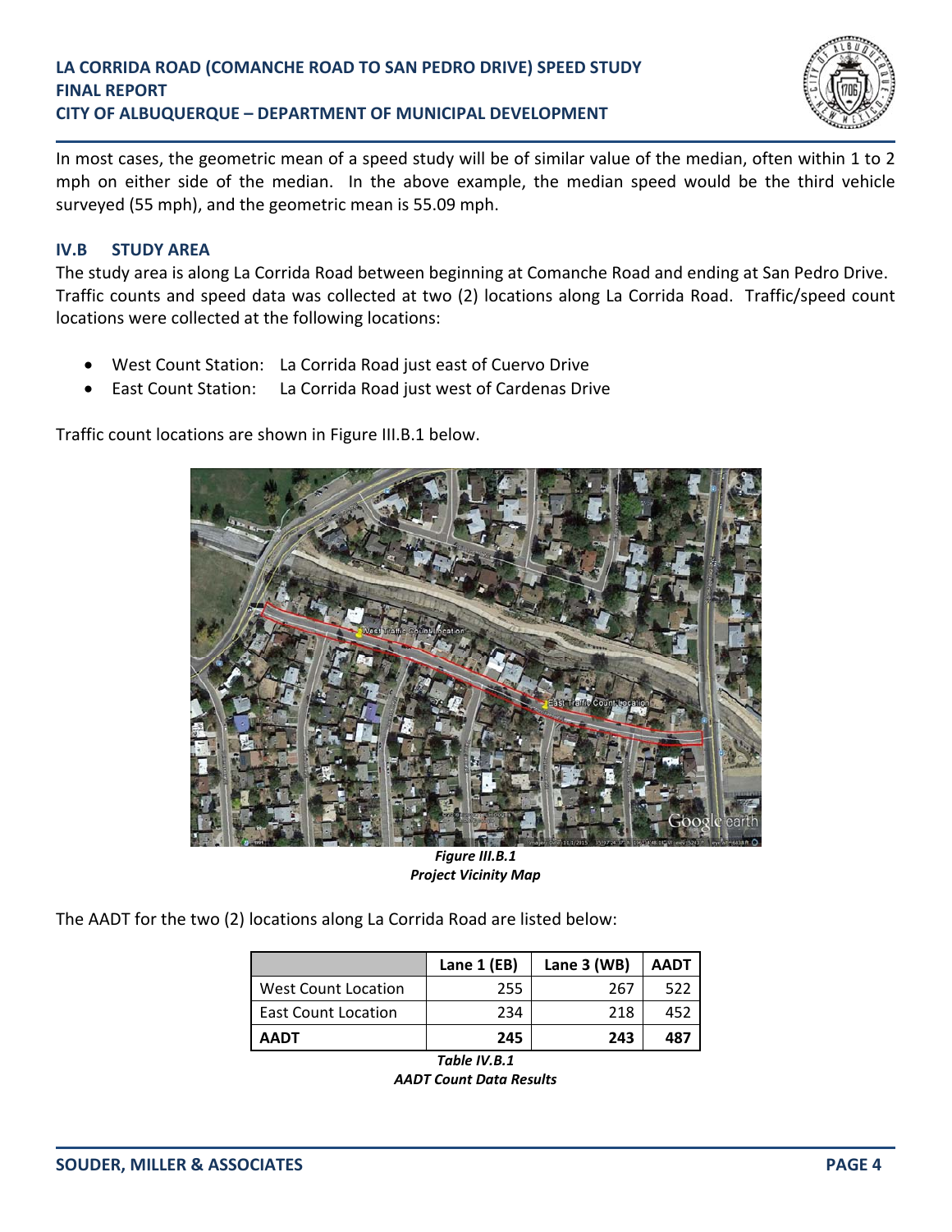In most cases, the geometric mean of a speed study will be of similar value of the median, often within 1 to 2 mph on either side of the median. In the above example, the median speed would be the third vehicle surveyed (55 mph), and the geometric mean is 55.09 mph.

## IV.B STUDY AREA

The study area is along La Corrida Road between beginning at Comanche Road and ending at San Pedro Drive. Traffic counts and speed data was collected at two (2) locations along La Corrida Road. Traffic/speed count locations were collected at the following locations:

- West Count Station: La Corrida Road just east of Cuervo Drive
- East Count Station: La Corrida Road just west of Cardenas Drive

Traffic count locations are shown in Figure III.B.1 below.

***Figure III.B.1***
***Project Vicinity Map***

The AADT for the two (2) locations along La Corrida Road are listed below:

| | Lane 1 (EB) | Lane 3 (WB) | AADT |
|---|---|---|---|
| West Count Location | 255 | 267 | 522 |
| East Count Location | 234 | 218 | 452 |
| **AADT** | **245** | **243** | **487** |

***Table IV.B.1***
***AADT Count Data Results***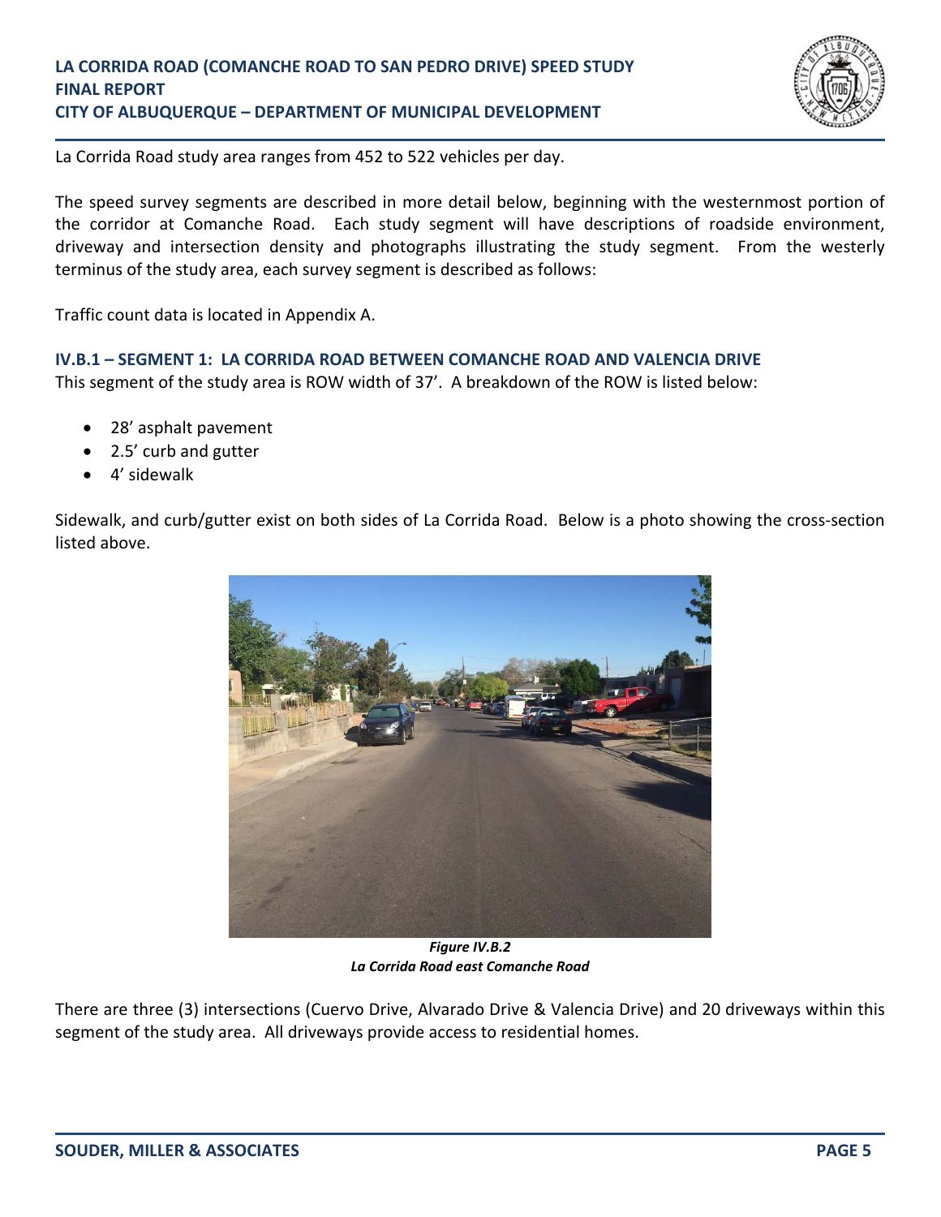La Corrida Road study area ranges from 452 to 522 vehicles per day.

The speed survey segments are described in more detail below, beginning with the westernmost portion of the corridor at Comanche Road. Each study segment will have descriptions of roadside environment, driveway and intersection density and photographs illustrating the study segment. From the westerly terminus of the study area, each survey segment is described as follows:

Traffic count data is located in Appendix A.

### IV.B.1 – SEGMENT 1: LA CORRIDA ROAD BETWEEN COMANCHE ROAD AND VALENCIA DRIVE

This segment of the study area is ROW width of 37'. A breakdown of the ROW is listed below:

- 28' asphalt pavement
- 2.5' curb and gutter
- 4' sidewalk

Sidewalk, and curb/gutter exist on both sides of La Corrida Road. Below is a photo showing the cross-section listed above.

***Figure IV.B.2***
***La Corrida Road east Comanche Road***

There are three (3) intersections (Cuervo Drive, Alvarado Drive & Valencia Drive) and 20 driveways within this segment of the study area. All driveways provide access to residential homes.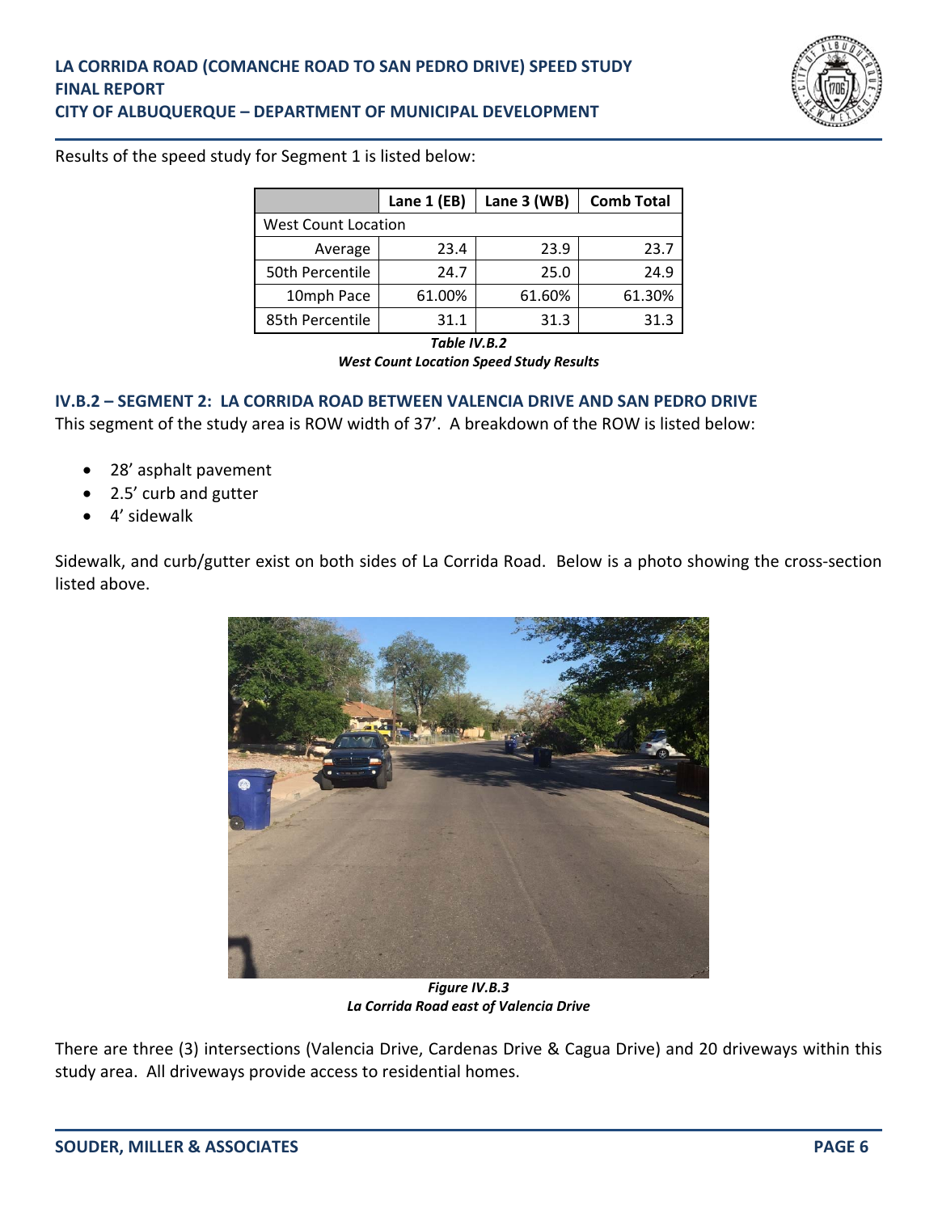Results of the speed study for Segment 1 is listed below:

| | Lane 1 (EB) | Lane 3 (WB) | Comb Total |
|---|---|---|---|
| West Count Location | | | |
| Average | 23.4 | 23.9 | 23.7 |
| 50th Percentile | 24.7 | 25.0 | 24.9 |
| 10mph Pace | 61.00% | 61.60% | 61.30% |
| 85th Percentile | 31.1 | 31.3 | 31.3 |

***Table IV.B.2***
***West Count Location Speed Study Results***

### IV.B.2 – SEGMENT 2: LA CORRIDA ROAD BETWEEN VALENCIA DRIVE AND SAN PEDRO DRIVE

This segment of the study area is ROW width of 37'. A breakdown of the ROW is listed below:

- 28' asphalt pavement
- 2.5' curb and gutter
- 4' sidewalk

Sidewalk, and curb/gutter exist on both sides of La Corrida Road. Below is a photo showing the cross-section listed above.

***Figure IV.B.3***
***La Corrida Road east of Valencia Drive***

There are three (3) intersections (Valencia Drive, Cardenas Drive & Cagua Drive) and 20 driveways within this study area. All driveways provide access to residential homes.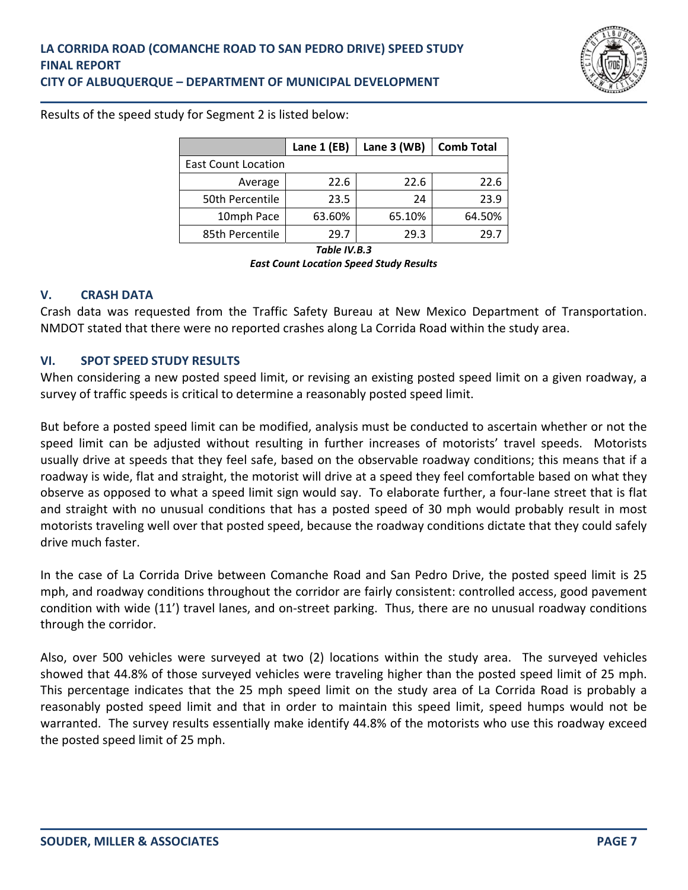Results of the speed study for Segment 2 is listed below:

| | Lane 1 (EB) | Lane 3 (WB) | Comb Total |
|---|---|---|---|
| East Count Location | | | |
| Average | 22.6 | 22.6 | 22.6 |
| 50th Percentile | 23.5 | 24 | 23.9 |
| 10mph Pace | 63.60% | 65.10% | 64.50% |
| 85th Percentile | 29.7 | 29.3 | 29.7 |

***Table IV.B.3***

***East Count Location Speed Study Results***

## V. CRASH DATA

Crash data was requested from the Traffic Safety Bureau at New Mexico Department of Transportation. NMDOT stated that there were no reported crashes along La Corrida Road within the study area.

## VI. SPOT SPEED STUDY RESULTS

When considering a new posted speed limit, or revising an existing posted speed limit on a given roadway, a survey of traffic speeds is critical to determine a reasonably posted speed limit.

But before a posted speed limit can be modified, analysis must be conducted to ascertain whether or not the speed limit can be adjusted without resulting in further increases of motorists' travel speeds. Motorists usually drive at speeds that they feel safe, based on the observable roadway conditions; this means that if a roadway is wide, flat and straight, the motorist will drive at a speed they feel comfortable based on what they observe as opposed to what a speed limit sign would say. To elaborate further, a four-lane street that is flat and straight with no unusual conditions that has a posted speed of 30 mph would probably result in most motorists traveling well over that posted speed, because the roadway conditions dictate that they could safely drive much faster.

In the case of La Corrida Drive between Comanche Road and San Pedro Drive, the posted speed limit is 25 mph, and roadway conditions throughout the corridor are fairly consistent: controlled access, good pavement condition with wide (11') travel lanes, and on-street parking. Thus, there are no unusual roadway conditions through the corridor.

Also, over 500 vehicles were surveyed at two (2) locations within the study area. The surveyed vehicles showed that 44.8% of those surveyed vehicles were traveling higher than the posted speed limit of 25 mph. This percentage indicates that the 25 mph speed limit on the study area of La Corrida Road is probably a reasonably posted speed limit and that in order to maintain this speed limit, speed humps would not be warranted. The survey results essentially make identify 44.8% of the motorists who use this roadway exceed the posted speed limit of 25 mph.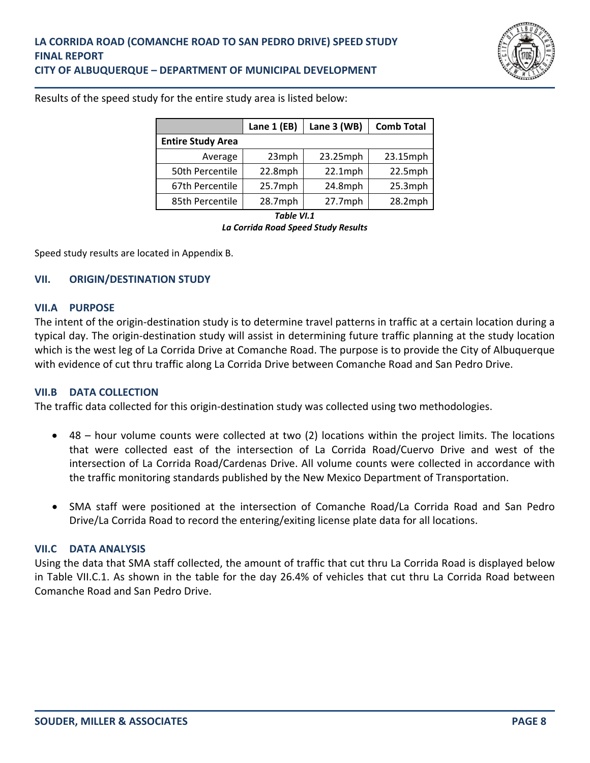Results of the speed study for the entire study area is listed below:

| | Lane 1 (EB) | Lane 3 (WB) | Comb Total |
|---|---|---|---|
| **Entire Study Area** | | | |
| Average | 23mph | 23.25mph | 23.15mph |
| 50th Percentile | 22.8mph | 22.1mph | 22.5mph |
| 67th Percentile | 25.7mph | 24.8mph | 25.3mph |
| 85th Percentile | 28.7mph | 27.7mph | 28.2mph |

***Table VI.1***
***La Corrida Road Speed Study Results***

Speed study results are located in Appendix B.

## VII. ORIGIN/DESTINATION STUDY

### VII.A PURPOSE

The intent of the origin-destination study is to determine travel patterns in traffic at a certain location during a typical day. The origin-destination study will assist in determining future traffic planning at the study location which is the west leg of La Corrida Drive at Comanche Road. The purpose is to provide the City of Albuquerque with evidence of cut thru traffic along La Corrida Drive between Comanche Road and San Pedro Drive.

### VII.B DATA COLLECTION

The traffic data collected for this origin-destination study was collected using two methodologies.

- 48 – hour volume counts were collected at two (2) locations within the project limits. The locations that were collected east of the intersection of La Corrida Road/Cuervo Drive and west of the intersection of La Corrida Road/Cardenas Drive. All volume counts were collected in accordance with the traffic monitoring standards published by the New Mexico Department of Transportation.

- SMA staff were positioned at the intersection of Comanche Road/La Corrida Road and San Pedro Drive/La Corrida Road to record the entering/exiting license plate data for all locations.

### VII.C DATA ANALYSIS

Using the data that SMA staff collected, the amount of traffic that cut thru La Corrida Road is displayed below in Table VII.C.1. As shown in the table for the day 26.4% of vehicles that cut thru La Corrida Road between Comanche Road and San Pedro Drive.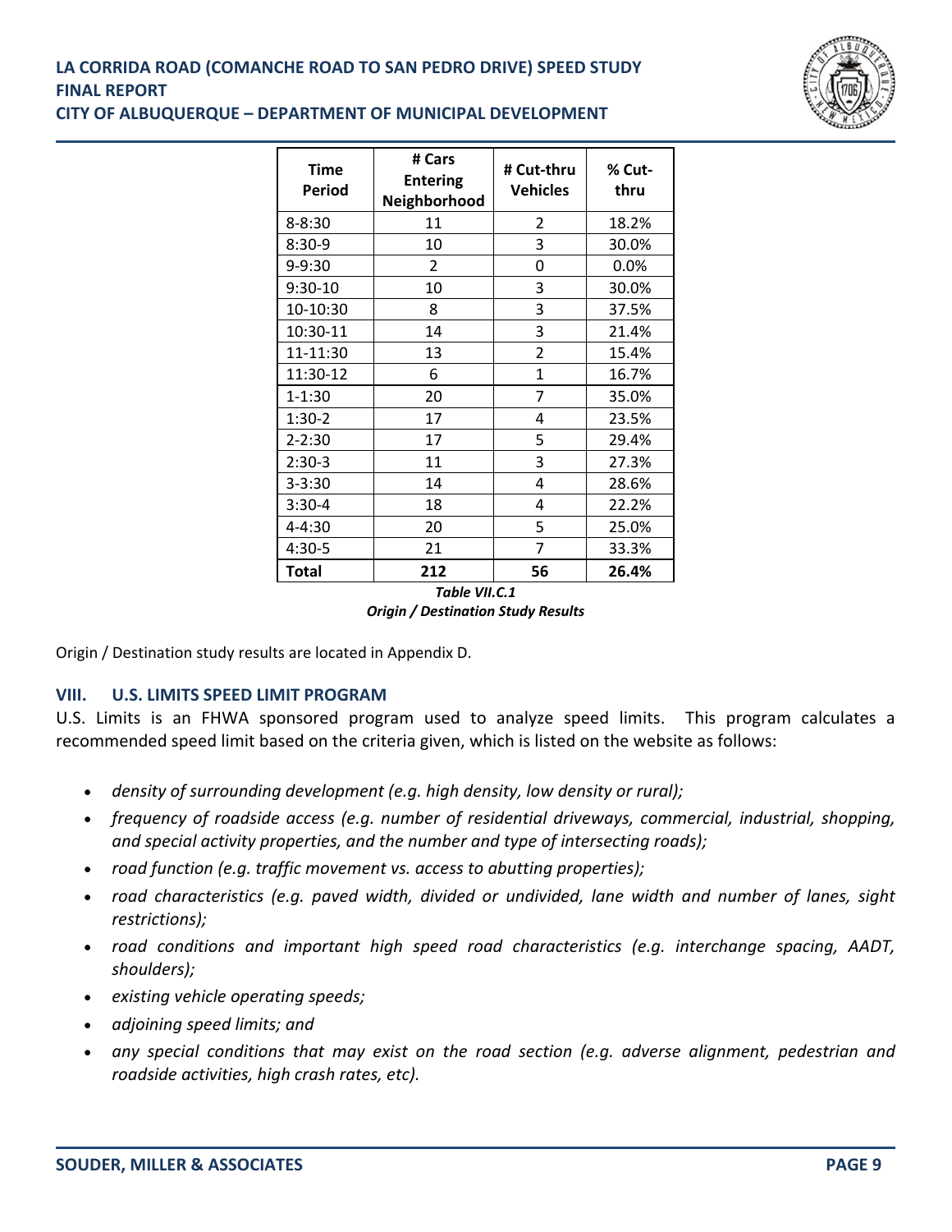| Time Period | # Cars Entering Neighborhood | # Cut-thru Vehicles | % Cut-thru |
|---|---|---|---|
| 8-8:30 | 11 | 2 | 18.2% |
| 8:30-9 | 10 | 3 | 30.0% |
| 9-9:30 | 2 | 0 | 0.0% |
| 9:30-10 | 10 | 3 | 30.0% |
| 10-10:30 | 8 | 3 | 37.5% |
| 10:30-11 | 14 | 3 | 21.4% |
| 11-11:30 | 13 | 2 | 15.4% |
| 11:30-12 | 6 | 1 | 16.7% |
| 1-1:30 | 20 | 7 | 35.0% |
| 1:30-2 | 17 | 4 | 23.5% |
| 2-2:30 | 17 | 5 | 29.4% |
| 2:30-3 | 11 | 3 | 27.3% |
| 3-3:30 | 14 | 4 | 28.6% |
| 3:30-4 | 18 | 4 | 22.2% |
| 4-4:30 | 20 | 5 | 25.0% |
| 4:30-5 | 21 | 7 | 33.3% |
| **Total** | **212** | **56** | **26.4%** |

***Table VII.C.1***
***Origin / Destination Study Results***

Origin / Destination study results are located in Appendix D.

## VIII. U.S. LIMITS SPEED LIMIT PROGRAM

U.S. Limits is an FHWA sponsored program used to analyze speed limits. This program calculates a recommended speed limit based on the criteria given, which is listed on the website as follows:

- *density of surrounding development (e.g. high density, low density or rural);*
- *frequency of roadside access (e.g. number of residential driveways, commercial, industrial, shopping, and special activity properties, and the number and type of intersecting roads);*
- *road function (e.g. traffic movement vs. access to abutting properties);*
- *road characteristics (e.g. paved width, divided or undivided, lane width and number of lanes, sight restrictions);*
- *road conditions and important high speed road characteristics (e.g. interchange spacing, AADT, shoulders);*
- *existing vehicle operating speeds;*
- *adjoining speed limits; and*
- *any special conditions that may exist on the road section (e.g. adverse alignment, pedestrian and roadside activities, high crash rates, etc).*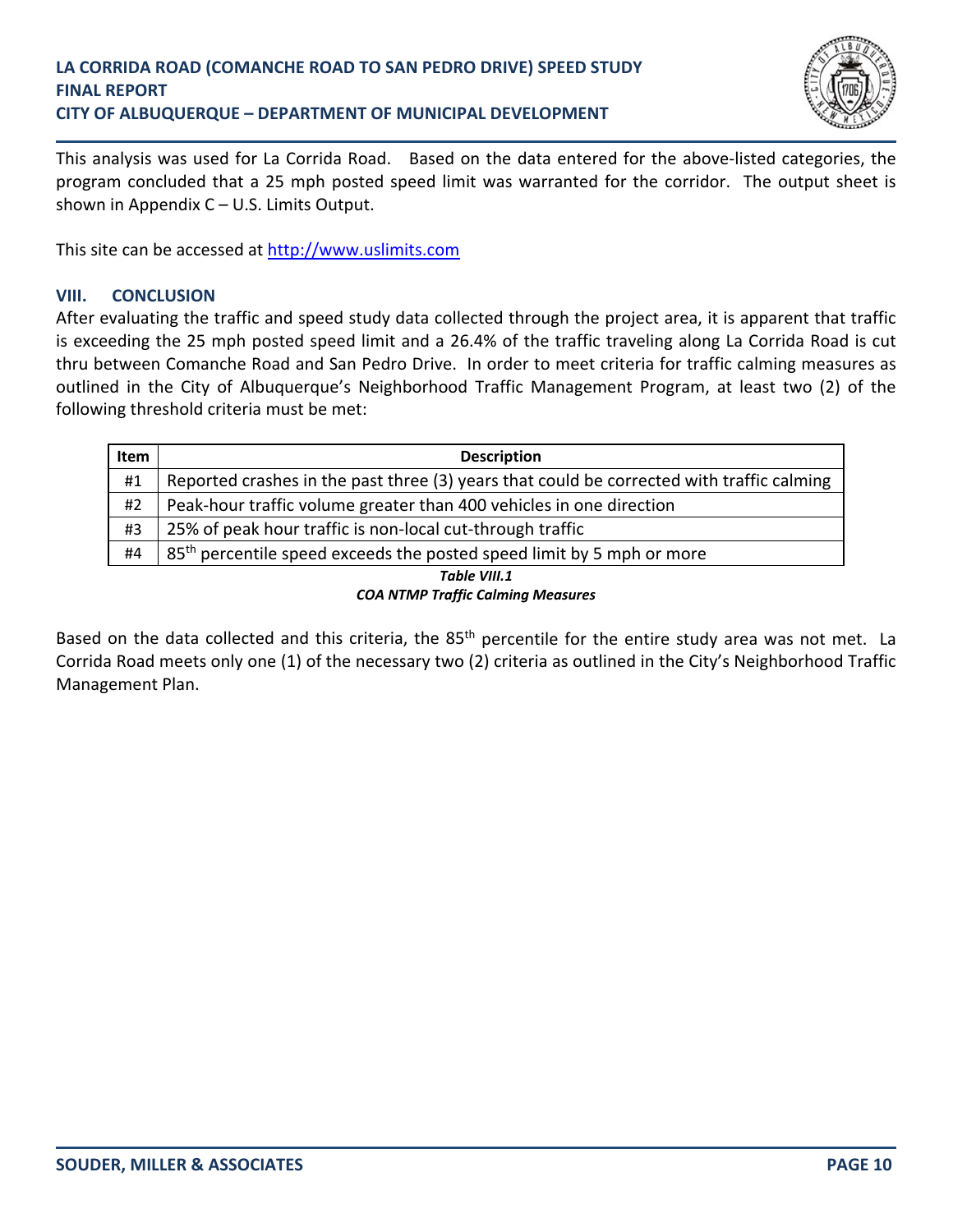This analysis was used for La Corrida Road. Based on the data entered for the above-listed categories, the program concluded that a 25 mph posted speed limit was warranted for the corridor. The output sheet is shown in Appendix C – U.S. Limits Output.

This site can be accessed at http://www.uslimits.com

## VIII. CONCLUSION

After evaluating the traffic and speed study data collected through the project area, it is apparent that traffic is exceeding the 25 mph posted speed limit and a 26.4% of the traffic traveling along La Corrida Road is cut thru between Comanche Road and San Pedro Drive. In order to meet criteria for traffic calming measures as outlined in the City of Albuquerque's Neighborhood Traffic Management Program, at least two (2) of the following threshold criteria must be met:

| Item | Description |
|---|---|
| #1 | Reported crashes in the past three (3) years that could be corrected with traffic calming |
| #2 | Peak-hour traffic volume greater than 400 vehicles in one direction |
| #3 | 25% of peak hour traffic is non-local cut-through traffic |
| #4 | 85th percentile speed exceeds the posted speed limit by 5 mph or more |

***Table VIII.1***
***COA NTMP Traffic Calming Measures***

Based on the data collected and this criteria, the 85th percentile for the entire study area was not met. La Corrida Road meets only one (1) of the necessary two (2) criteria as outlined in the City's Neighborhood Traffic Management Plan.